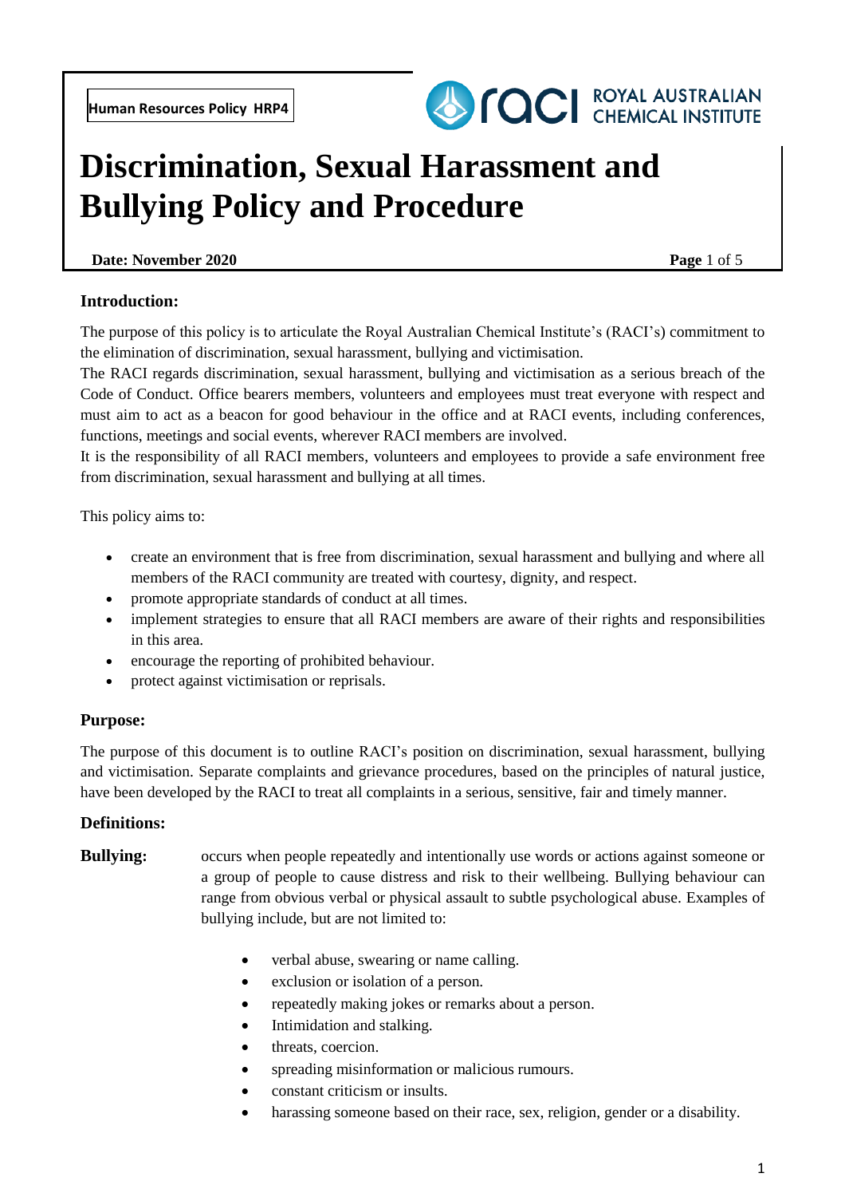Human Resources Policy HRP4

ROYAL AUSTRALIAN CHEMICAL INSTITUTE

# Discrimination, Sexual Harassment and Bullying Policy and Procedure

**Date: November 2020**

## Introduction:

The purpose of this policy is to articulate the Royal Australian Chemical Institute's (RACI's) commitment to the elimination of discrimination, sexual harassment, bullying and victimisation.

The RACI regards discrimination, sexual harassment, bullying and victimisation as a serious breach of the Code of Conduct. Office bearers members, volunteers and employees must treat everyone with respect and must aim to act as a beacon for good behaviour in the office and at RACI events, including conferences, functions, meetings and social events, wherever RACI members are involved.

It is the responsibility of all RACI members, volunteers and employees to provide a safe environment free from discrimination, sexual harassment and bullying at all times.

This policy aims to:

- create an environment that is free from discrimination, sexual harassment and bullying and where all members of the RACI community are treated with courtesy, dignity, and respect.
- promote appropriate standards of conduct at all times.
- implement strategies to ensure that all RACI members are aware of their rights and responsibilities in this area.
- encourage the reporting of prohibited behaviour.
- protect against victimisation or reprisals.

## Purpose:

The purpose of this document is to outline RACI's position on discrimination, sexual harassment, bullying and victimisation. Separate complaints and grievance procedures, based on the principles of natural justice, have been developed by the RACI to treat all complaints in a serious, sensitive, fair and timely manner.

## Definitions:

**Bullying:** occurs when people repeatedly and intentionally use words or actions against someone or a group of people to cause distress and risk to their wellbeing. Bullying behaviour can range from obvious verbal or physical assault to subtle psychological abuse. Examples of bullying include, but are not limited to:

- verbal abuse, swearing or name calling.
- exclusion or isolation of a person.
- repeatedly making jokes or remarks about a person.
- Intimidation and stalking.
- threats, coercion.
- spreading misinformation or malicious rumours.
- constant criticism or insults.
- harassing someone based on their race, sex, religion, gender or a disability.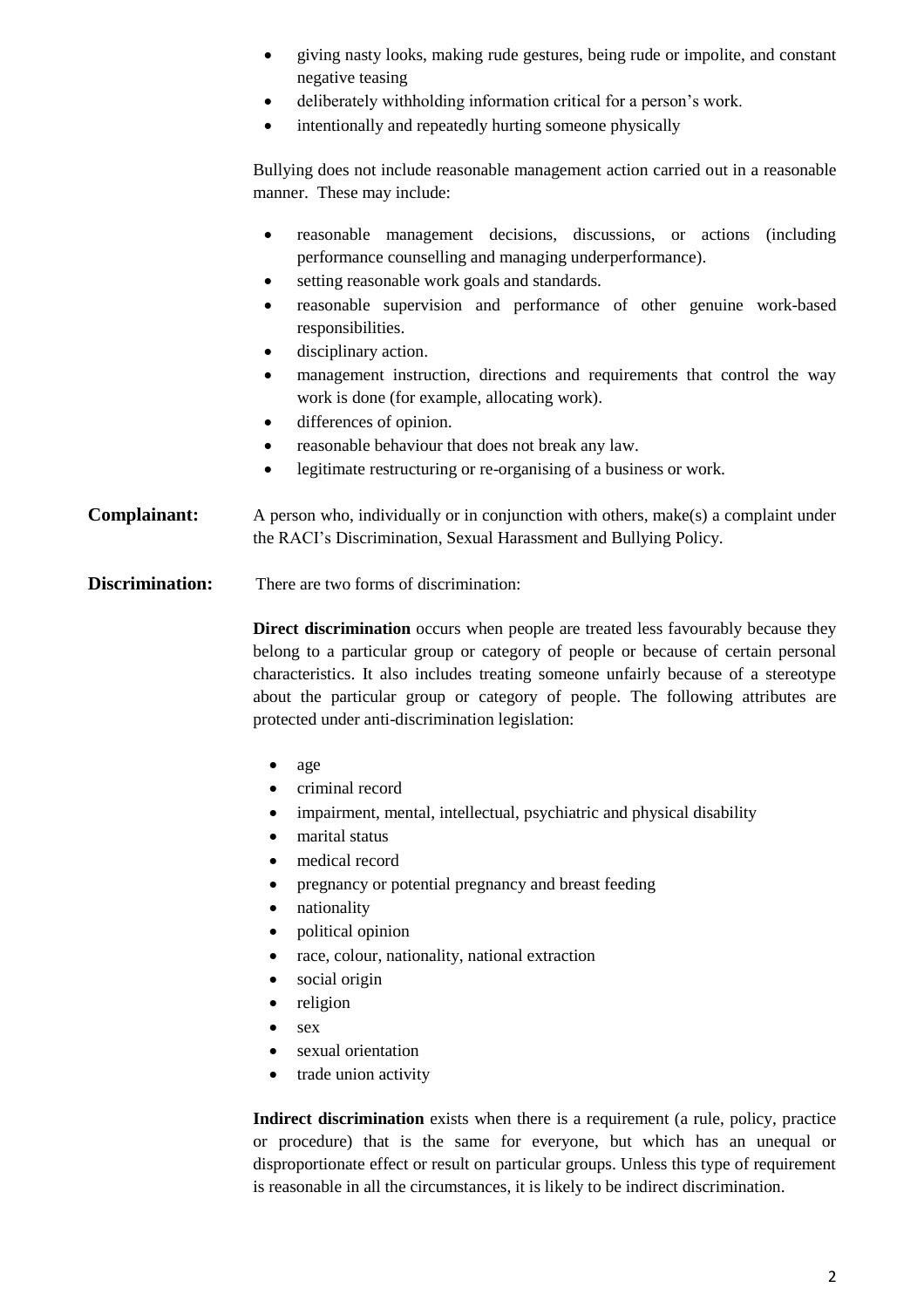- giving nasty looks, making rude gestures, being rude or impolite, and constant negative teasing
- deliberately withholding information critical for a person's work.
- intentionally and repeatedly hurting someone physically

Bullying does not include reasonable management action carried out in a reasonable manner. These may include:

- reasonable management decisions, discussions, or actions (including performance counselling and managing underperformance).
- setting reasonable work goals and standards.
- reasonable supervision and performance of other genuine work-based responsibilities.
- disciplinary action.
- management instruction, directions and requirements that control the way work is done (for example, allocating work).
- differences of opinion.
- reasonable behaviour that does not break any law.
- legitimate restructuring or re-organising of a business or work.

**Complainant:** A person who, individually or in conjunction with others, make(s) a complaint under the RACI's Discrimination, Sexual Harassment and Bullying Policy.

**Discrimination:** There are two forms of discrimination:

**Direct discrimination** occurs when people are treated less favourably because they belong to a particular group or category of people or because of certain personal characteristics. It also includes treating someone unfairly because of a stereotype about the particular group or category of people. The following attributes are protected under anti-discrimination legislation:

- age
- criminal record
- impairment, mental, intellectual, psychiatric and physical disability
- marital status
- medical record
- pregnancy or potential pregnancy and breast feeding
- nationality
- political opinion
- race, colour, nationality, national extraction
- social origin
- religion
- sex
- sexual orientation
- trade union activity

**Indirect discrimination** exists when there is a requirement (a rule, policy, practice or procedure) that is the same for everyone, but which has an unequal or disproportionate effect or result on particular groups. Unless this type of requirement is reasonable in all the circumstances, it is likely to be indirect discrimination.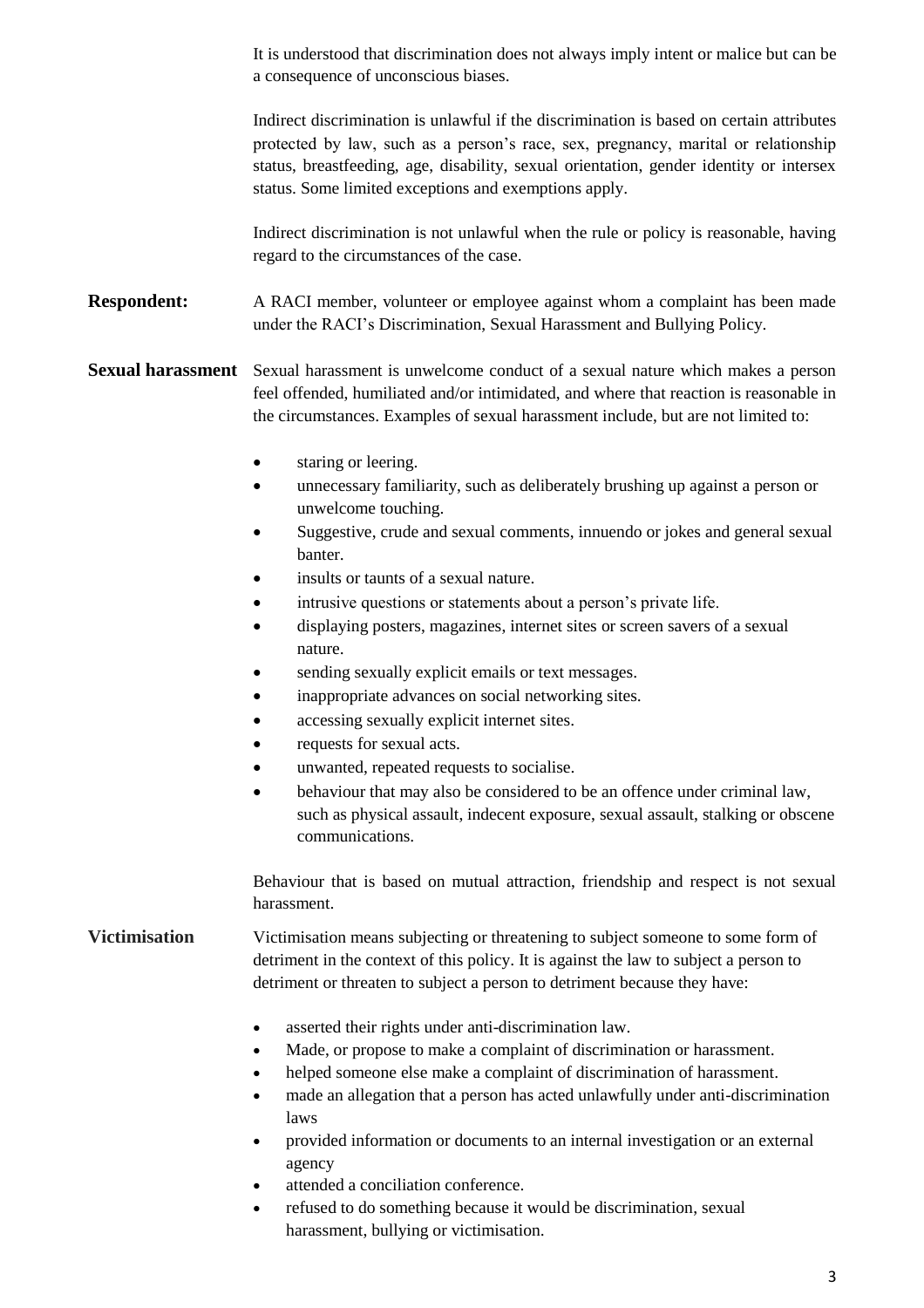It is understood that discrimination does not always imply intent or malice but can be a consequence of unconscious biases.

Indirect discrimination is unlawful if the discrimination is based on certain attributes protected by law, such as a person's race, sex, pregnancy, marital or relationship status, breastfeeding, age, disability, sexual orientation, gender identity or intersex status. Some limited exceptions and exemptions apply.

Indirect discrimination is not unlawful when the rule or policy is reasonable, having regard to the circumstances of the case.

**Respondent:** A RACI member, volunteer or employee against whom a complaint has been made under the RACI's Discrimination, Sexual Harassment and Bullying Policy.

**Sexual harassment** Sexual harassment is unwelcome conduct of a sexual nature which makes a person feel offended, humiliated and/or intimidated, and where that reaction is reasonable in the circumstances. Examples of sexual harassment include, but are not limited to:

- staring or leering.
- unnecessary familiarity, such as deliberately brushing up against a person or unwelcome touching.
- Suggestive, crude and sexual comments, innuendo or jokes and general sexual banter.
- insults or taunts of a sexual nature.
- intrusive questions or statements about a person's private life.
- displaying posters, magazines, internet sites or screen savers of a sexual nature.
- sending sexually explicit emails or text messages.
- inappropriate advances on social networking sites.
- accessing sexually explicit internet sites.
- requests for sexual acts.
- unwanted, repeated requests to socialise.
- behaviour that may also be considered to be an offence under criminal law, such as physical assault, indecent exposure, sexual assault, stalking or obscene communications.

Behaviour that is based on mutual attraction, friendship and respect is not sexual harassment.

**Victimisation** Victimisation means subjecting or threatening to subject someone to some form of detriment in the context of this policy. It is against the law to subject a person to detriment or threaten to subject a person to detriment because they have:

- asserted their rights under anti-discrimination law.
- Made, or propose to make a complaint of discrimination or harassment.
- helped someone else make a complaint of discrimination of harassment.
- made an allegation that a person has acted unlawfully under anti-discrimination laws
- provided information or documents to an internal investigation or an external agency
- attended a conciliation conference.
- refused to do something because it would be discrimination, sexual harassment, bullying or victimisation.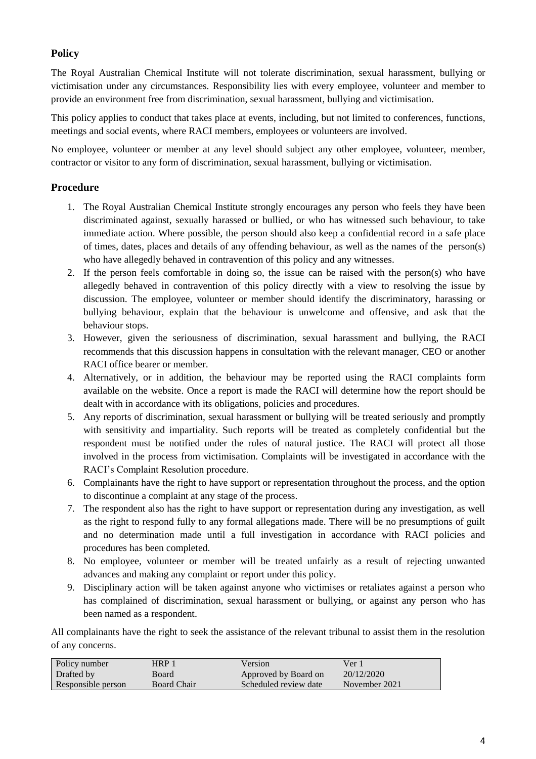## Policy

The Royal Australian Chemical Institute will not tolerate discrimination, sexual harassment, bullying or victimisation under any circumstances. Responsibility lies with every employee, volunteer and member to provide an environment free from discrimination, sexual harassment, bullying and victimisation.

This policy applies to conduct that takes place at events, including, but not limited to conferences, functions, meetings and social events, where RACI members, employees or volunteers are involved.

No employee, volunteer or member at any level should subject any other employee, volunteer, member, contractor or visitor to any form of discrimination, sexual harassment, bullying or victimisation.

## Procedure

1. The Royal Australian Chemical Institute strongly encourages any person who feels they have been discriminated against, sexually harassed or bullied, or who has witnessed such behaviour, to take immediate action. Where possible, the person should also keep a confidential record in a safe place of times, dates, places and details of any offending behaviour, as well as the names of the person(s) who have allegedly behaved in contravention of this policy and any witnesses.
2. If the person feels comfortable in doing so, the issue can be raised with the person(s) who have allegedly behaved in contravention of this policy directly with a view to resolving the issue by discussion. The employee, volunteer or member should identify the discriminatory, harassing or bullying behaviour, explain that the behaviour is unwelcome and offensive, and ask that the behaviour stops.
3. However, given the seriousness of discrimination, sexual harassment and bullying, the RACI recommends that this discussion happens in consultation with the relevant manager, CEO or another RACI office bearer or member.
4. Alternatively, or in addition, the behaviour may be reported using the RACI complaints form available on the website. Once a report is made the RACI will determine how the report should be dealt with in accordance with its obligations, policies and procedures.
5. Any reports of discrimination, sexual harassment or bullying will be treated seriously and promptly with sensitivity and impartiality. Such reports will be treated as completely confidential but the respondent must be notified under the rules of natural justice. The RACI will protect all those involved in the process from victimisation. Complaints will be investigated in accordance with the RACI's Complaint Resolution procedure.
6. Complainants have the right to have support or representation throughout the process, and the option to discontinue a complaint at any stage of the process.
7. The respondent also has the right to have support or representation during any investigation, as well as the right to respond fully to any formal allegations made. There will be no presumptions of guilt and no determination made until a full investigation in accordance with RACI policies and procedures has been completed.
8. No employee, volunteer or member will be treated unfairly as a result of rejecting unwanted advances and making any complaint or report under this policy.
9. Disciplinary action will be taken against anyone who victimises or retaliates against a person who has complained of discrimination, sexual harassment or bullying, or against any person who has been named as a respondent.

All complainants have the right to seek the assistance of the relevant tribunal to assist them in the resolution of any concerns.

| Policy number | HRP 1 | Version | Ver 1 |
|---|---|---|---|
| Drafted by | Board | Approved by Board on | 20/12/2020 |
| Responsible person | Board Chair | Scheduled review date | November 2021 |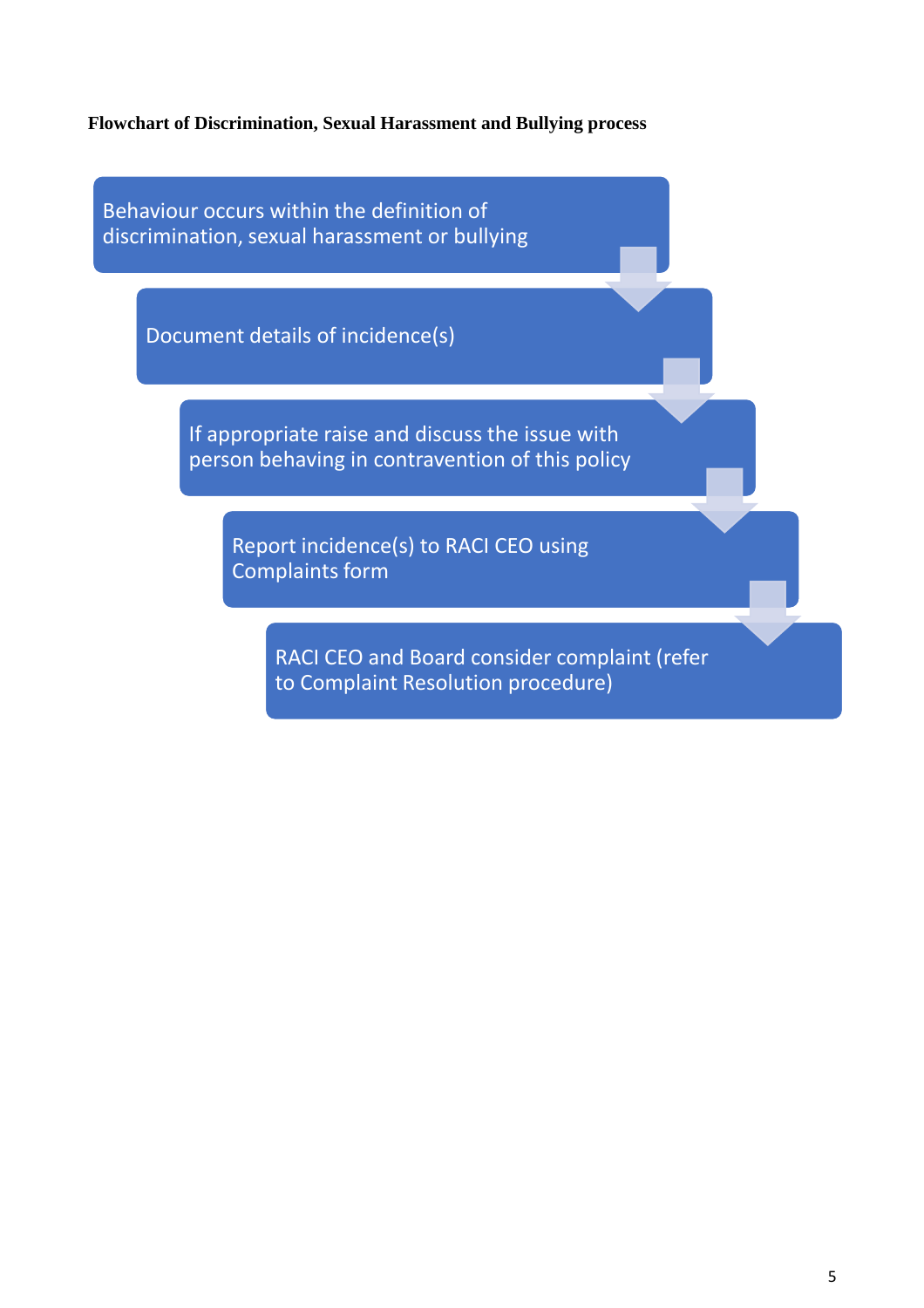**Flowchart of Discrimination, Sexual Harassment and Bullying process**

Behaviour occurs within the definition of discrimination, sexual harassment or bullying

Document details of incidence(s)

If appropriate raise and discuss the issue with person behaving in contravention of this policy

Report incidence(s) to RACI CEO using Complaints form

RACI CEO and Board consider complaint (refer to Complaint Resolution procedure)